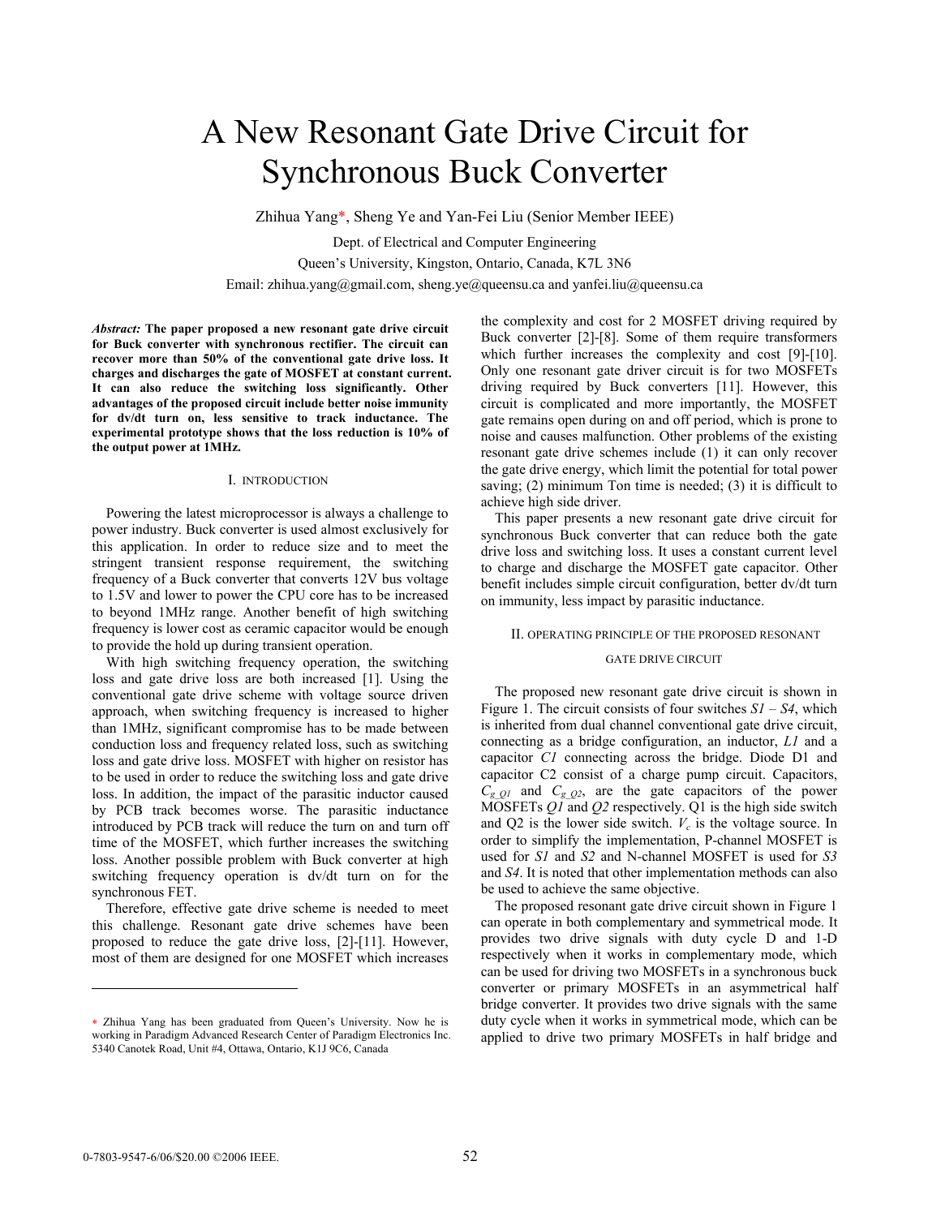# A New Resonant Gate Drive Circuit for Synchronous Buck Converter

Zhihua Yang*, Sheng Ye and Yan-Fei Liu (Senior Member IEEE)

Dept. of Electrical and Computer Engineering

Queen's University, Kingston, Ontario, Canada, K7L 3N6

Email: zhihua.yang@gmail.com, sheng.ye@queensu.ca and yanfei.liu@queensu.ca

***Abstract:*** **The paper proposed a new resonant gate drive circuit for Buck converter with synchronous rectifier. The circuit can recover more than 50% of the conventional gate drive loss. It charges and discharges the gate of MOSFET at constant current. It can also reduce the switching loss significantly. Other advantages of the proposed circuit include better noise immunity for dv/dt turn on, less sensitive to track inductance. The experimental prototype shows that the loss reduction is 10% of the output power at 1MHz.**

## I. Introduction

Powering the latest microprocessor is always a challenge to power industry. Buck converter is used almost exclusively for this application. In order to reduce size and to meet the stringent transient response requirement, the switching frequency of a Buck converter that converts 12V bus voltage to 1.5V and lower to power the CPU core has to be increased to beyond 1MHz range. Another benefit of high switching frequency is lower cost as ceramic capacitor would be enough to provide the hold up during transient operation.

With high switching frequency operation, the switching loss and gate drive loss are both increased [1]. Using the conventional gate drive scheme with voltage source driven approach, when switching frequency is increased to higher than 1MHz, significant compromise has to be made between conduction loss and frequency related loss, such as switching loss and gate drive loss. MOSFET with higher on resistor has to be used in order to reduce the switching loss and gate drive loss. In addition, the impact of the parasitic inductor caused by PCB track becomes worse. The parasitic inductance introduced by PCB track will reduce the turn on and turn off time of the MOSFET, which further increases the switching loss. Another possible problem with Buck converter at high switching frequency operation is dv/dt turn on for the synchronous FET.

Therefore, effective gate drive scheme is needed to meet this challenge. Resonant gate drive schemes have been proposed to reduce the gate drive loss, [2]-[11]. However, most of them are designed for one MOSFET which increases the complexity and cost for 2 MOSFET driving required by Buck converter [2]-[8]. Some of them require transformers which further increases the complexity and cost [9]-[10]. Only one resonant gate driver circuit is for two MOSFETs driving required by Buck converters [11]. However, this circuit is complicated and more importantly, the MOSFET gate remains open during on and off period, which is prone to noise and causes malfunction. Other problems of the existing resonant gate drive schemes include (1) it can only recover the gate drive energy, which limit the potential for total power saving; (2) minimum Ton time is needed; (3) it is difficult to achieve high side driver.

This paper presents a new resonant gate drive circuit for synchronous Buck converter that can reduce both the gate drive loss and switching loss. It uses a constant current level to charge and discharge the MOSFET gate capacitor. Other benefit includes simple circuit configuration, better dv/dt turn on immunity, less impact by parasitic inductance.

## II. Operating Principle of the Proposed Resonant Gate Drive Circuit

The proposed new resonant gate drive circuit is shown in Figure 1. The circuit consists of four switches *S1* – *S4*, which is inherited from dual channel conventional gate drive circuit, connecting as a bridge configuration, an inductor, *L1* and a capacitor *C1* connecting across the bridge. Diode D1 and capacitor C2 consist of a charge pump circuit. Capacitors, $C_{g\_Q1}$ and $C_{g\_Q2}$, are the gate capacitors of the power MOSFETs *Q1* and *Q2* respectively. Q1 is the high side switch and Q2 is the lower side switch. $V_c$ is the voltage source. In order to simplify the implementation, P-channel MOSFET is used for *S1* and *S2* and N-channel MOSFET is used for *S3* and *S4*. It is noted that other implementation methods can also be used to achieve the same objective.

The proposed resonant gate drive circuit shown in Figure 1 can operate in both complementary and symmetrical mode. It provides two drive signals with duty cycle D and 1-D respectively when it works in complementary mode, which can be used for driving two MOSFETs in a synchronous buck converter or primary MOSFETs in an asymmetrical half bridge converter. It provides two drive signals with the same duty cycle when it works in symmetrical mode, which can be applied to drive two primary MOSFETs in half bridge and

---

* Zhihua Yang has been graduated from Queen's University. Now he is working in Paradigm Advanced Research Center of Paradigm Electronics Inc. 5340 Canotek Road, Unit #4, Ottawa, Ontario, K1J 9C6, Canada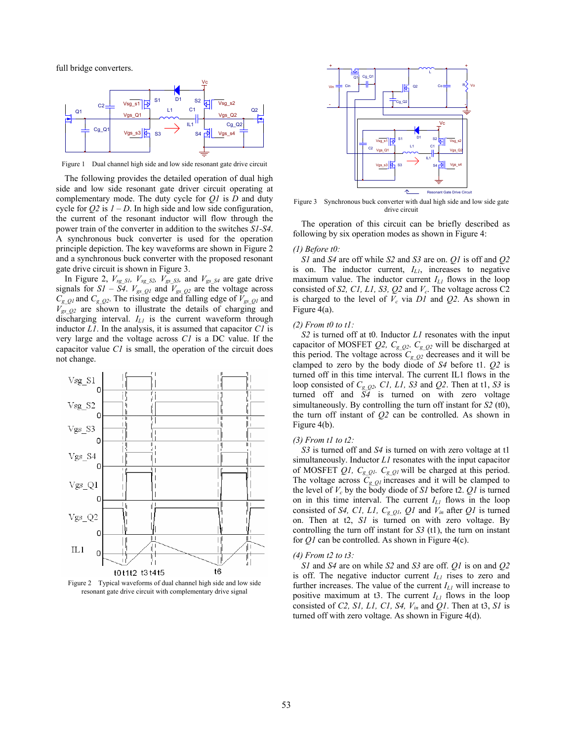full bridge converters.

Figure 1 Dual channel high side and low side resonant gate drive circuit

The following provides the detailed operation of dual high side and low side resonant gate driver circuit operating at complementary mode. The duty cycle for *Q1* is *D* and duty cycle for *Q2* is *1 – D*. In high side and low side configuration, the current of the resonant inductor will flow through the power train of the converter in addition to the switches *S1-S4*. A synchronous buck converter is used for the operation principle depiction. The key waveforms are shown in Figure 2 and a synchronous buck converter with the proposed resonant gate drive circuit is shown in Figure 3.

In Figure 2, $V_{sg\_S1}$, $V_{sg\_S2}$, $V_{gs\_S3}$, and $V_{gs\_S4}$ are gate drive signals for *S1 – S4*. $V_{gs\_Q1}$ and $V_{gs\_Q2}$ are the voltage across $C_{g\_Q1}$ and $C_{g\_Q2}$. The rising edge and falling edge of $V_{gs\_Q1}$ and $V_{gs\_Q2}$ are shown to illustrate the details of charging and discharging interval. $I_{L1}$ is the current waveform through inductor *L1*. In the analysis, it is assumed that capacitor *C1* is very large and the voltage across *C1* is a DC value. If the capacitor value *C1* is small, the operation of the circuit does not change.

Figure 2 Typical waveforms of dual channel high side and low side resonant gate drive circuit with complementary drive signal

Figure 3 Synchronous buck converter with dual high side and low side gate drive circuit

The operation of this circuit can be briefly described as following by six operation modes as shown in Figure 4:

*(1) Before t0:*

*S1* and *S4* are off while *S2* and *S3* are on. *Q1* is off and *Q2* is on. The inductor current, $I_{L1}$, increases to negative maximum value. The inductor current $I_{L1}$ flows in the loop consisted of *S2, C1, L1, S3, Q2* and $V_c$. The voltage across C2 is charged to the level of $V_c$ via *D1* and *Q2*. As shown in Figure 4(a).

*(2) From t0 to t1:*

*S2* is turned off at t0. Inductor *L1* resonates with the input capacitor of MOSFET *Q2*, $C_{g\_Q2}$. $C_{g\_Q2}$ will be discharged at this period. The voltage across $C_{g\_Q2}$ decreases and it will be clamped to zero by the body diode of *S4* before t1. *Q2* is turned off in this time interval. The current IL1 flows in the loop consisted of $C_{g\_Q2}$, *C1, L1, S3* and *Q2*. Then at t1, *S3* is turned off and *S4* is turned on with zero voltage simultaneously. By controlling the turn off instant for *S2* (t0), the turn off instant of *Q2* can be controlled. As shown in Figure 4(b).

*(3) From t1 to t2:*

*S3* is turned off and *S4* is turned on with zero voltage at t1 simultaneously. Inductor *L1* resonates with the input capacitor of MOSFET *Q1*, $C_{g\_Q1}$. $C_{g\_Q1}$ will be charged at this period. The voltage across $C_{g\_Q1}$ increases and it will be clamped to the level of $V_c$ by the body diode of *S1* before t2. *Q1* is turned on in this time interval. The current $I_{L1}$ flows in the loop consisted of *S4, C1, L1*, $C_{g\_Q1}$, *Q1* and $V_{in}$ after *Q1* is turned on. Then at t2, *S1* is turned on with zero voltage. By controlling the turn off instant for *S3* (t1), the turn on instant for *Q1* can be controlled. As shown in Figure 4(c).

*(4) From t2 to t3:*

*S1* and *S4* are on while *S2* and *S3* are off. *Q1* is on and *Q2* is off. The negative inductor current $I_{L1}$ rises to zero and further increases. The value of the current $I_{L1}$ will increase to positive maximum at t3. The current $I_{L1}$ flows in the loop consisted of *C2, S1, L1, C1, S4*, $V_{in}$ and *Q1*. Then at t3, *S1* is turned off with zero voltage. As shown in Figure 4(d).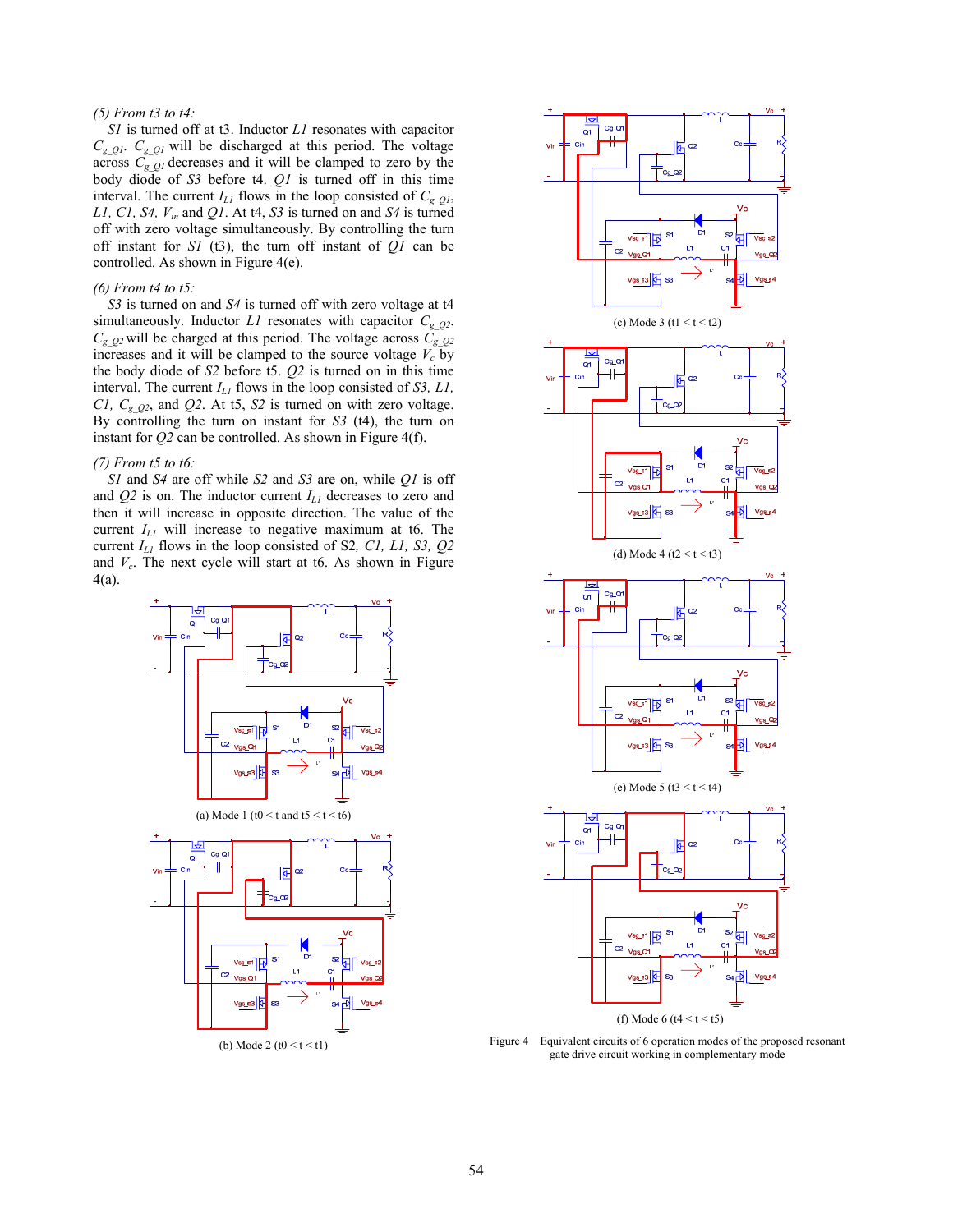*(5) From t3 to t4:*

*S1* is turned off at t3. Inductor *L1* resonates with capacitor $C_{g\_Q1}$. $C_{g\_Q1}$ will be discharged at this period. The voltage across $C_{g\_Q1}$ decreases and it will be clamped to zero by the body diode of *S3* before t4. *Q1* is turned off in this time interval. The current $I_{L1}$ flows in the loop consisted of $C_{g\_Q1}$, *L1, C1, S4,* $V_{in}$ and *Q1*. At t4, *S3* is turned on and *S4* is turned off with zero voltage simultaneously. By controlling the turn off instant for *S1* (t3), the turn off instant of *Q1* can be controlled. As shown in Figure 4(e).

*(6) From t4 to t5:*

*S3* is turned on and *S4* is turned off with zero voltage at t4 simultaneously. Inductor *L1* resonates with capacitor $C_{g\_Q2}$. $C_{g\_Q2}$ will be charged at this period. The voltage across $C_{g\_Q2}$ increases and it will be clamped to the source voltage $V_c$ by the body diode of *S2* before t5. *Q2* is turned on in this time interval. The current $I_{L1}$ flows in the loop consisted of *S3, L1, C1,* $C_{g\_Q2}$, and *Q2*. At t5, *S2* is turned on with zero voltage. By controlling the turn on instant for *S3* (t4), the turn on instant for *Q2* can be controlled. As shown in Figure 4(f).

*(7) From t5 to t6:*

*S1* and *S4* are off while *S2* and *S3* are on, while *Q1* is off and *Q2* is on. The inductor current $I_{L1}$ decreases to zero and then it will increase in opposite direction. The value of the current $I_{L1}$ will increase to negative maximum at t6. The current $I_{L1}$ flows in the loop consisted of S2*, C1, L1, S3, Q2* and $V_c$. The next cycle will start at t6. As shown in Figure 4(a).

(a) Mode 1 (t0 < t and t5 < t < t6)

(b) Mode 2 (t0 < t < t1)

(c) Mode 3 (t1 < t < t2)

(d) Mode 4 (t2 < t < t3)

(e) Mode 5 (t3 < t < t4)

(f) Mode 6 (t4 < t < t5)

Figure 4 Equivalent circuits of 6 operation modes of the proposed resonant gate drive circuit working in complementary mode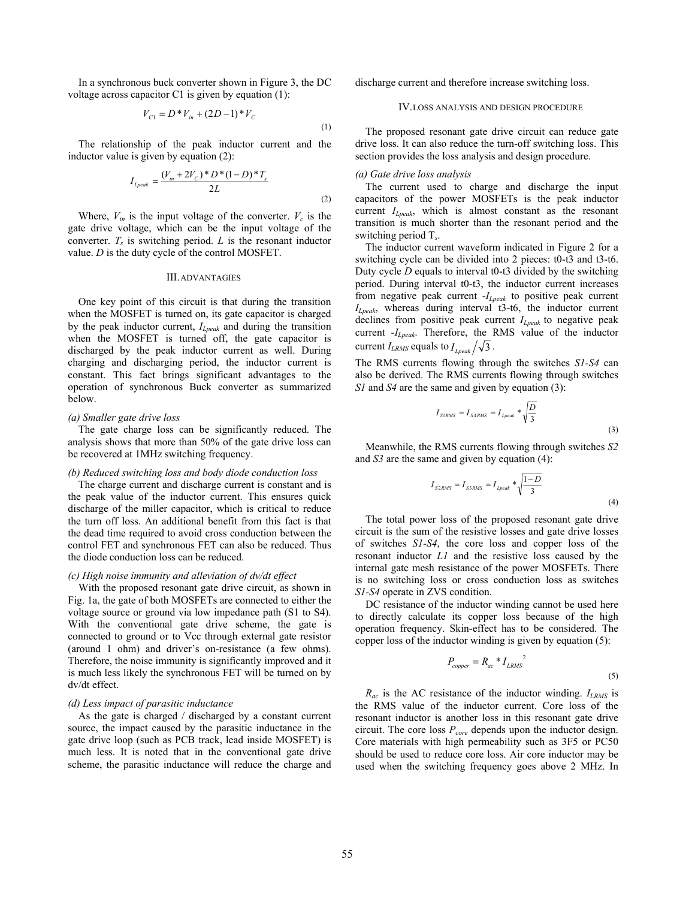In a synchronous buck converter shown in Figure 3, the DC voltage across capacitor C1 is given by equation (1):

$$V_{C1} = D * V_{in} + (2D - 1) * V_C \tag{1}$$

The relationship of the peak inductor current and the inductor value is given by equation (2):

$$I_{Lpeak} = \frac{(V_{in} + 2V_C) * D * (1 - D) * T_s}{2L} \tag{2}$$

Where, $V_{in}$ is the input voltage of the converter. $V_c$ is the gate drive voltage, which can be the input voltage of the converter. $T_s$ is switching period. $L$ is the resonant inductor value. $D$ is the duty cycle of the control MOSFET.

## III. ADVANTAGIES

One key point of this circuit is that during the transition when the MOSFET is turned on, its gate capacitor is charged by the peak inductor current, $I_{Lpeak}$ and during the transition when the MOSFET is turned off, the gate capacitor is discharged by the peak inductor current as well. During charging and discharging period, the inductor current is constant. This fact brings significant advantages to the operation of synchronous Buck converter as summarized below.

*(a) Smaller gate drive loss*

The gate charge loss can be significantly reduced. The analysis shows that more than 50% of the gate drive loss can be recovered at 1MHz switching frequency.

*(b) Reduced switching loss and body diode conduction loss*

The charge current and discharge current is constant and is the peak value of the inductor current. This ensures quick discharge of the miller capacitor, which is critical to reduce the turn off loss. An additional benefit from this fact is that the dead time required to avoid cross conduction between the control FET and synchronous FET can also be reduced. Thus the diode conduction loss can be reduced.

*(c) High noise immunity and alleviation of dv/dt effect*

With the proposed resonant gate drive circuit, as shown in Fig. 1a, the gate of both MOSFETs are connected to either the voltage source or ground via low impedance path (S1 to S4). With the conventional gate drive scheme, the gate is connected to ground or to Vcc through external gate resistor (around 1 ohm) and driver's on-resistance (a few ohms). Therefore, the noise immunity is significantly improved and it is much less likely the synchronous FET will be turned on by dv/dt effect.

*(d) Less impact of parasitic inductance*

As the gate is charged / discharged by a constant current source, the impact caused by the parasitic inductance in the gate drive loop (such as PCB track, lead inside MOSFET) is much less. It is noted that in the conventional gate drive scheme, the parasitic inductance will reduce the charge and discharge current and therefore increase switching loss.

## IV. LOSS ANALYSIS AND DESIGN PROCEDURE

The proposed resonant gate drive circuit can reduce gate drive loss. It can also reduce the turn-off switching loss. This section provides the loss analysis and design procedure.

*(a) Gate drive loss analysis*

The current used to charge and discharge the input capacitors of the power MOSFETs is the peak inductor current $I_{Lpeak}$, which is almost constant as the resonant transition is much shorter than the resonant period and the switching period $T_s$.

The inductor current waveform indicated in Figure 2 for a switching cycle can be divided into 2 pieces: t0-t3 and t3-t6. Duty cycle $D$ equals to interval t0-t3 divided by the switching period. During interval t0-t3, the inductor current increases from negative peak current $-I_{Lpeak}$ to positive peak current $I_{Lpeak}$, whereas during interval t3-t6, the inductor current declines from positive peak current $I_{Lpeak}$ to negative peak current $-I_{Lpeak}$. Therefore, the RMS value of the inductor current $I_{LRMS}$ equals to $I_{Lpeak}/\sqrt{3}$.

The RMS currents flowing through the switches *S1-S4* can also be derived. The RMS currents flowing through switches *S1* and *S4* are the same and given by equation (3):

$$I_{S1RMS} = I_{S4RMS} = I_{Lpeak} * \sqrt{\frac{D}{3}} \tag{3}$$

Meanwhile, the RMS currents flowing through switches *S2* and *S3* are the same and given by equation (4):

$$I_{S2RMS} = I_{S3RMS} = I_{Lpeak} * \sqrt{\frac{1-D}{3}} \tag{4}$$

The total power loss of the proposed resonant gate drive circuit is the sum of the resistive losses and gate drive losses of switches *S1-S4*, the core loss and copper loss of the resonant inductor *L1* and the resistive loss caused by the internal gate mesh resistance of the power MOSFETs. There is no switching loss or cross conduction loss as switches *S1-S4* operate in ZVS condition.

DC resistance of the inductor winding cannot be used here to directly calculate its copper loss because of the high operation frequency. Skin-effect has to be considered. The copper loss of the inductor winding is given by equation (5):

$$P_{copper} = R_{ac} * I_{LRMS}^{\ 2} \tag{5}$$

$R_{ac}$ is the AC resistance of the inductor winding. $I_{LRMS}$ is the RMS value of the inductor current. Core loss of the resonant inductor is another loss in this resonant gate drive circuit. The core loss $P_{core}$ depends upon the inductor design. Core materials with high permeability such as 3F5 or PC50 should be used to reduce core loss. Air core inductor may be used when the switching frequency goes above 2 MHz. In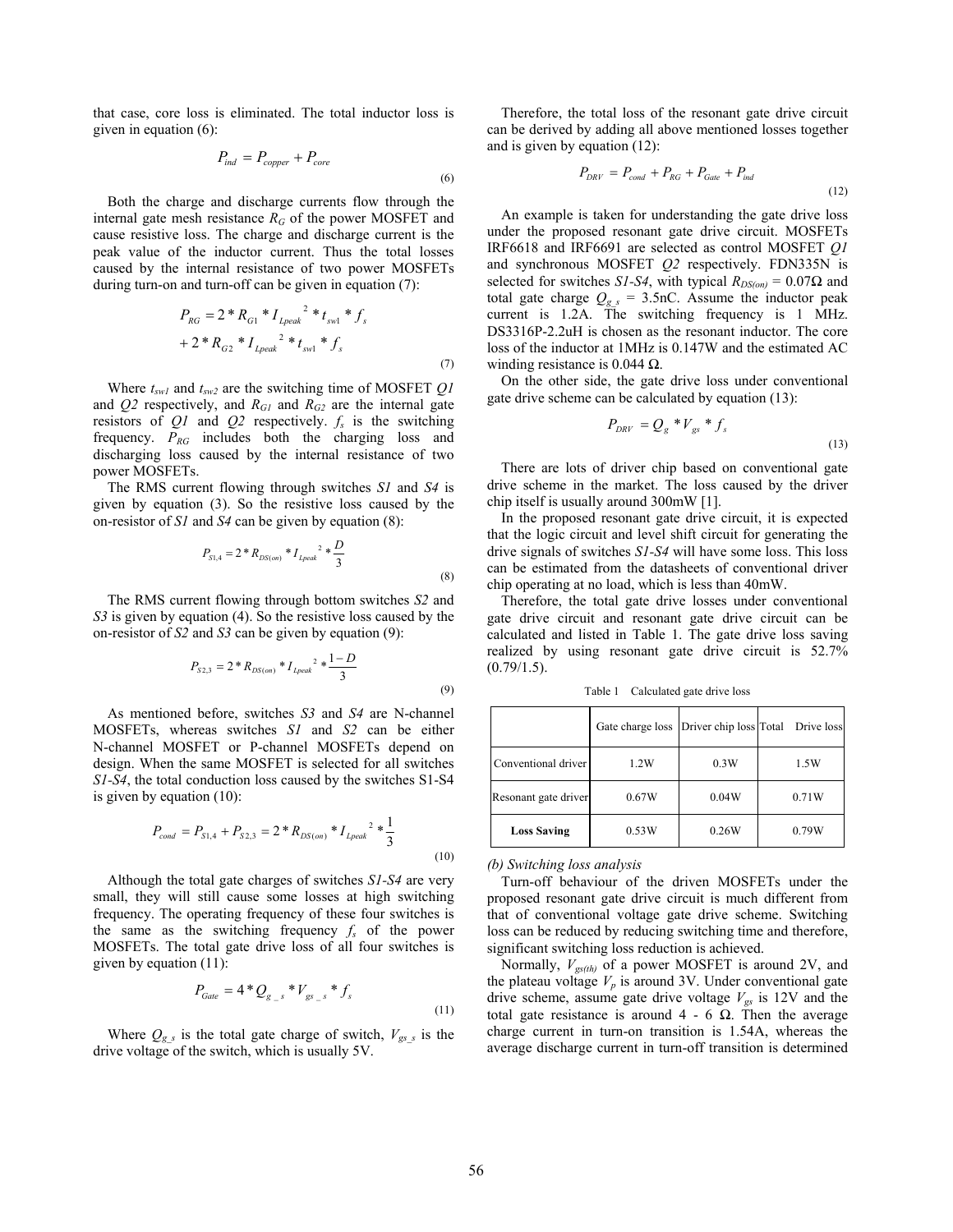that case, core loss is eliminated. The total inductor loss is given in equation (6):

$$P_{ind} = P_{copper} + P_{core} \tag{6}$$

Both the charge and discharge currents flow through the internal gate mesh resistance $R_G$ of the power MOSFET and cause resistive loss. The charge and discharge current is the peak value of the inductor current. Thus the total losses caused by the internal resistance of two power MOSFETs during turn-on and turn-off can be given in equation (7):

$$P_{RG} = 2 * R_{G1} * I_{Lpeak}{}^2 * t_{sw1} * f_s + 2 * R_{G2} * I_{Lpeak}{}^2 * t_{sw1} * f_s \tag{7}$$

Where $t_{sw1}$ and $t_{sw2}$ are the switching time of MOSFET *Q1* and *Q2* respectively, and $R_{G1}$ and $R_{G2}$ are the internal gate resistors of *Q1* and *Q2* respectively. $f_s$ is the switching frequency. $P_{RG}$ includes both the charging loss and discharging loss caused by the internal resistance of two power MOSFETs.

The RMS current flowing through switches *S1* and *S4* is given by equation (3). So the resistive loss caused by the on-resistor of *S1* and *S4* can be given by equation (8):

$$P_{S1,4} = 2 * R_{DS(on)} * I_{Lpeak}{}^2 * \frac{D}{3} \tag{8}$$

The RMS current flowing through bottom switches *S2* and *S3* is given by equation (4). So the resistive loss caused by the on-resistor of *S2* and *S3* can be given by equation (9):

$$P_{S2,3} = 2 * R_{DS(on)} * I_{Lpeak}{}^2 * \frac{1-D}{3} \tag{9}$$

As mentioned before, switches *S3* and *S4* are N-channel MOSFETs, whereas switches *S1* and *S2* can be either N-channel MOSFET or P-channel MOSFETs depend on design. When the same MOSFET is selected for all switches *S1-S4*, the total conduction loss caused by the switches S1-S4 is given by equation (10):

$$P_{cond} = P_{S1,4} + P_{S2,3} = 2 * R_{DS(on)} * I_{Lpeak}{}^2 * \frac{1}{3} \tag{10}$$

Although the total gate charges of switches *S1-S4* are very small, they will still cause some losses at high switching frequency. The operating frequency of these four switches is the same as the switching frequency $f_s$ of the power MOSFETs. The total gate drive loss of all four switches is given by equation (11):

$$P_{Gate} = 4 * Q_{g\_s} * V_{gs\_s} * f_s \tag{11}$$

Where $Q_{g\_s}$ is the total gate charge of switch, $V_{gs\_s}$ is the drive voltage of the switch, which is usually 5V.

Therefore, the total loss of the resonant gate drive circuit can be derived by adding all above mentioned losses together and is given by equation (12):

$$P_{DRV} = P_{cond} + P_{RG} + P_{Gate} + P_{ind} \tag{12}$$

An example is taken for understanding the gate drive loss under the proposed resonant gate drive circuit. MOSFETs IRF6618 and IRF6691 are selected as control MOSFET *Q1* and synchronous MOSFET *Q2* respectively. FDN335N is selected for switches *S1-S4*, with typical $R_{DS(on)}$ = 0.07Ω and total gate charge $Q_{g\_s}$ = 3.5nC. Assume the inductor peak current is 1.2A. The switching frequency is 1 MHz. DS3316P-2.2uH is chosen as the resonant inductor. The core loss of the inductor at 1MHz is 0.147W and the estimated AC winding resistance is 0.044 Ω.

On the other side, the gate drive loss under conventional gate drive scheme can be calculated by equation (13):

$$P_{DRV} = Q_g * V_{gs} * f_s \tag{13}$$

There are lots of driver chip based on conventional gate drive scheme in the market. The loss caused by the driver chip itself is usually around 300mW [1].

In the proposed resonant gate drive circuit, it is expected that the logic circuit and level shift circuit for generating the drive signals of switches *S1-S4* will have some loss. This loss can be estimated from the datasheets of conventional driver chip operating at no load, which is less than 40mW.

Therefore, the total gate drive losses under conventional gate drive circuit and resonant gate drive circuit can be calculated and listed in Table 1. The gate drive loss saving realized by using resonant gate drive circuit is 52.7% (0.79/1.5).

Table 1 Calculated gate drive loss

| | Gate charge loss | Driver chip loss | Total Drive loss |
|---|---|---|---|
| Conventional driver | 1.2W | 0.3W | 1.5W |
| Resonant gate driver | 0.67W | 0.04W | 0.71W |
| **Loss Saving** | 0.53W | 0.26W | 0.79W |

*(b) Switching loss analysis*

Turn-off behaviour of the driven MOSFETs under the proposed resonant gate drive circuit is much different from that of conventional voltage gate drive scheme. Switching loss can be reduced by reducing switching time and therefore, significant switching loss reduction is achieved.

Normally, $V_{gs(th)}$ of a power MOSFET is around 2V, and the plateau voltage $V_p$ is around 3V. Under conventional gate drive scheme, assume gate drive voltage $V_{gs}$ is 12V and the total gate resistance is around 4 - 6 Ω. Then the average charge current in turn-on transition is 1.54A, whereas the average discharge current in turn-off transition is determined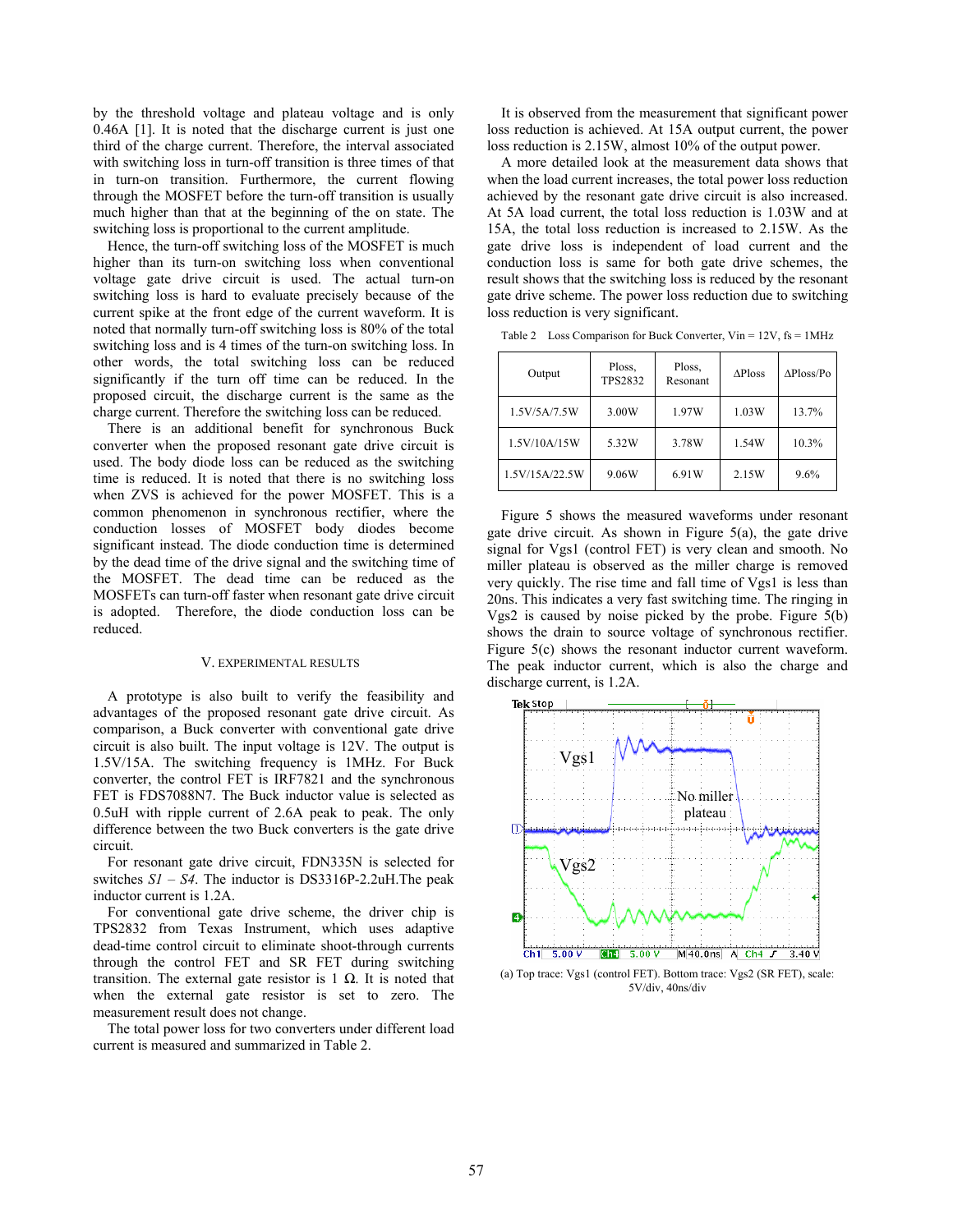by the threshold voltage and plateau voltage and is only 0.46A [1]. It is noted that the discharge current is just one third of the charge current. Therefore, the interval associated with switching loss in turn-off transition is three times of that in turn-on transition. Furthermore, the current flowing through the MOSFET before the turn-off transition is usually much higher than that at the beginning of the on state. The switching loss is proportional to the current amplitude.

Hence, the turn-off switching loss of the MOSFET is much higher than its turn-on switching loss when conventional voltage gate drive circuit is used. The actual turn-on switching loss is hard to evaluate precisely because of the current spike at the front edge of the current waveform. It is noted that normally turn-off switching loss is 80% of the total switching loss and is 4 times of the turn-on switching loss. In other words, the total switching loss can be reduced significantly if the turn off time can be reduced. In the proposed circuit, the discharge current is the same as the charge current. Therefore the switching loss can be reduced.

There is an additional benefit for synchronous Buck converter when the proposed resonant gate drive circuit is used. The body diode loss can be reduced as the switching time is reduced. It is noted that there is no switching loss when ZVS is achieved for the power MOSFET. This is a common phenomenon in synchronous rectifier, where the conduction losses of MOSFET body diodes become significant instead. The diode conduction time is determined by the dead time of the drive signal and the switching time of the MOSFET. The dead time can be reduced as the MOSFETs can turn-off faster when resonant gate drive circuit is adopted. Therefore, the diode conduction loss can be reduced.

## V. Experimental Results

A prototype is also built to verify the feasibility and advantages of the proposed resonant gate drive circuit. As comparison, a Buck converter with conventional gate drive circuit is also built. The input voltage is 12V. The output is 1.5V/15A. The switching frequency is 1MHz. For Buck converter, the control FET is IRF7821 and the synchronous FET is FDS7088N7. The Buck inductor value is selected as 0.5uH with ripple current of 2.6A peak to peak. The only difference between the two Buck converters is the gate drive circuit.

For resonant gate drive circuit, FDN335N is selected for switches *S1* – *S4*. The inductor is DS3316P-2.2uH.The peak inductor current is 1.2A.

For conventional gate drive scheme, the driver chip is TPS2832 from Texas Instrument, which uses adaptive dead-time control circuit to eliminate shoot-through currents through the control FET and SR FET during switching transition. The external gate resistor is 1 Ω. It is noted that when the external gate resistor is set to zero. The measurement result does not change.

The total power loss for two converters under different load current is measured and summarized in Table 2.

It is observed from the measurement that significant power loss reduction is achieved. At 15A output current, the power loss reduction is 2.15W, almost 10% of the output power.

A more detailed look at the measurement data shows that when the load current increases, the total power loss reduction achieved by the resonant gate drive circuit is also increased. At 5A load current, the total loss reduction is 1.03W and at 15A, the total loss reduction is increased to 2.15W. As the gate drive loss is independent of load current and the conduction loss is same for both gate drive schemes, the result shows that the switching loss is reduced by the resonant gate drive scheme. The power loss reduction due to switching loss reduction is very significant.

Table 2 Loss Comparison for Buck Converter, Vin = 12V, fs = 1MHz

| Output | Ploss, TPS2832 | Ploss, Resonant | ΔPloss | ΔPloss/Po |
|---|---|---|---|---|
| 1.5V/5A/7.5W | 3.00W | 1.97W | 1.03W | 13.7% |
| 1.5V/10A/15W | 5.32W | 3.78W | 1.54W | 10.3% |
| 1.5V/15A/22.5W | 9.06W | 6.91W | 2.15W | 9.6% |

Figure 5 shows the measured waveforms under resonant gate drive circuit. As shown in Figure 5(a), the gate drive signal for Vgs1 (control FET) is very clean and smooth. No miller plateau is observed as the miller charge is removed very quickly. The rise time and fall time of Vgs1 is less than 20ns. This indicates a very fast switching time. The ringing in Vgs2 is caused by noise picked by the probe. Figure 5(b) shows the drain to source voltage of synchronous rectifier. Figure 5(c) shows the resonant inductor current waveform. The peak inductor current, which is also the charge and discharge current, is 1.2A.

(a) Top trace: Vgs1 (control FET). Bottom trace: Vgs2 (SR FET), scale: 5V/div, 40ns/div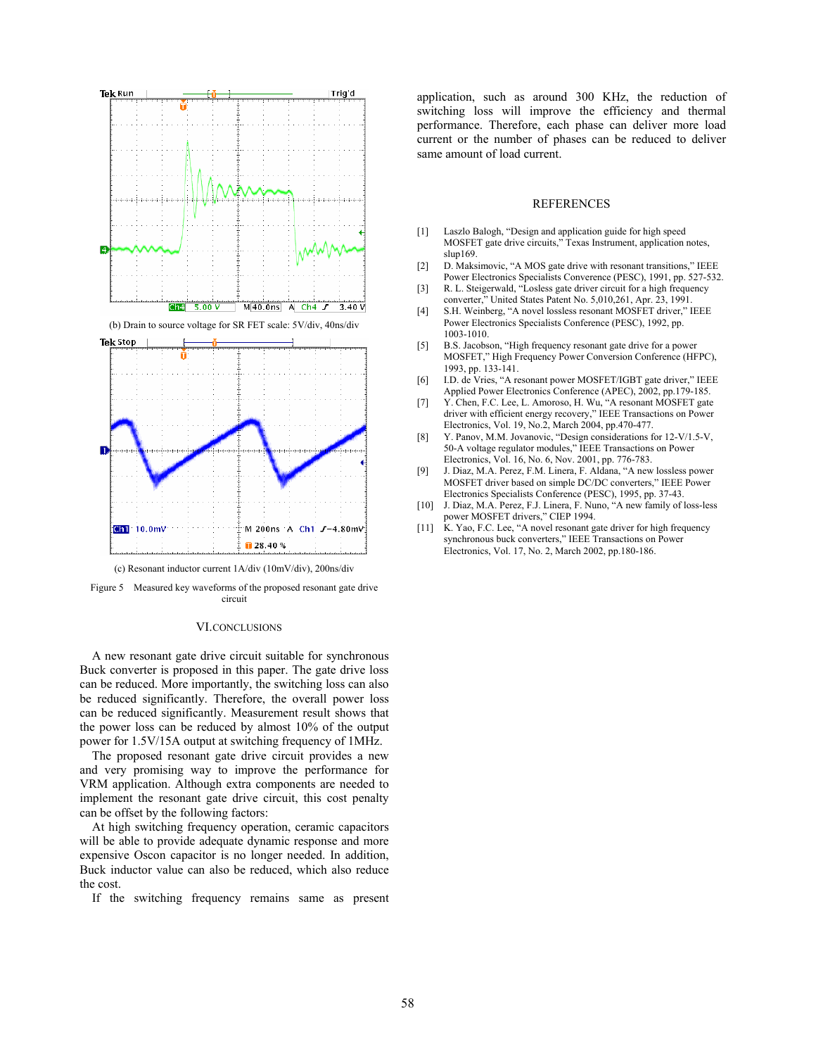Tek Run Trig'd

Ch4 5.00 V M 40.0ns A Ch4 3.40 V

(b) Drain to source voltage for SR FET scale: 5V/div, 40ns/div

Tek Stop

Ch1 10.0mV M 200ns A Ch1 -4.80mV

28.40 %

(c) Resonant inductor current 1A/div (10mV/div), 200ns/div

Figure 5 Measured key waveforms of the proposed resonant gate drive circuit

## VI. CONCLUSIONS

A new resonant gate drive circuit suitable for synchronous Buck converter is proposed in this paper. The gate drive loss can be reduced. More importantly, the switching loss can also be reduced significantly. Therefore, the overall power loss can be reduced significantly. Measurement result shows that the power loss can be reduced by almost 10% of the output power for 1.5V/15A output at switching frequency of 1MHz.

The proposed resonant gate drive circuit provides a new and very promising way to improve the performance for VRM application. Although extra components are needed to implement the resonant gate drive circuit, this cost penalty can be offset by the following factors:

At high switching frequency operation, ceramic capacitors will be able to provide adequate dynamic response and more expensive Oscon capacitor is no longer needed. In addition, Buck inductor value can also be reduced, which also reduce the cost.

If the switching frequency remains same as present application, such as around 300 KHz, the reduction of switching loss will improve the efficiency and thermal performance. Therefore, each phase can deliver more load current or the number of phases can be reduced to deliver same amount of load current.

## REFERENCES

[1] Laszlo Balogh, "Design and application guide for high speed MOSFET gate drive circuits," Texas Instrument, application notes, slup169.

[2] D. Maksimovic, "A MOS gate drive with resonant transitions," IEEE Power Electronics Specialists Converence (PESC), 1991, pp. 527-532.

[3] R. L. Steigerwald, "Losless gate driver circuit for a high frequency converter," United States Patent No. 5,010,261, Apr. 23, 1991.

[4] S.H. Weinberg, "A novel lossless resonant MOSFET driver," IEEE Power Electronics Specialists Conference (PESC), 1992, pp. 1003-1010.

[5] B.S. Jacobson, "High frequency resonant gate drive for a power MOSFET," High Frequency Power Conversion Conference (HFPC), 1993, pp. 133-141.

[6] I.D. de Vries, "A resonant power MOSFET/IGBT gate driver," IEEE Applied Power Electronics Conference (APEC), 2002, pp.179-185.

[7] Y. Chen, F.C. Lee, L. Amoroso, H. Wu, "A resonant MOSFET gate driver with efficient energy recovery," IEEE Transactions on Power Electronics, Vol. 19, No.2, March 2004, pp.470-477.

[8] Y. Panov, M.M. Jovanovic, "Design considerations for 12-V/1.5-V, 50-A voltage regulator modules," IEEE Transactions on Power Electronics, Vol. 16, No. 6, Nov. 2001, pp. 776-783.

[9] J. Diaz, M.A. Perez, F.M. Linera, F. Aldana, "A new lossless power MOSFET driver based on simple DC/DC converters," IEEE Power Electronics Specialists Conference (PESC), 1995, pp. 37-43.

[10] J. Diaz, M.A. Perez, F.J. Linera, F. Nuno, "A new family of loss-less power MOSFET drivers," CIEP 1994.

[11] K. Yao, F.C. Lee, "A novel resonant gate driver for high frequency synchronous buck converters," IEEE Transactions on Power Electronics, Vol. 17, No. 2, March 2002, pp.180-186.